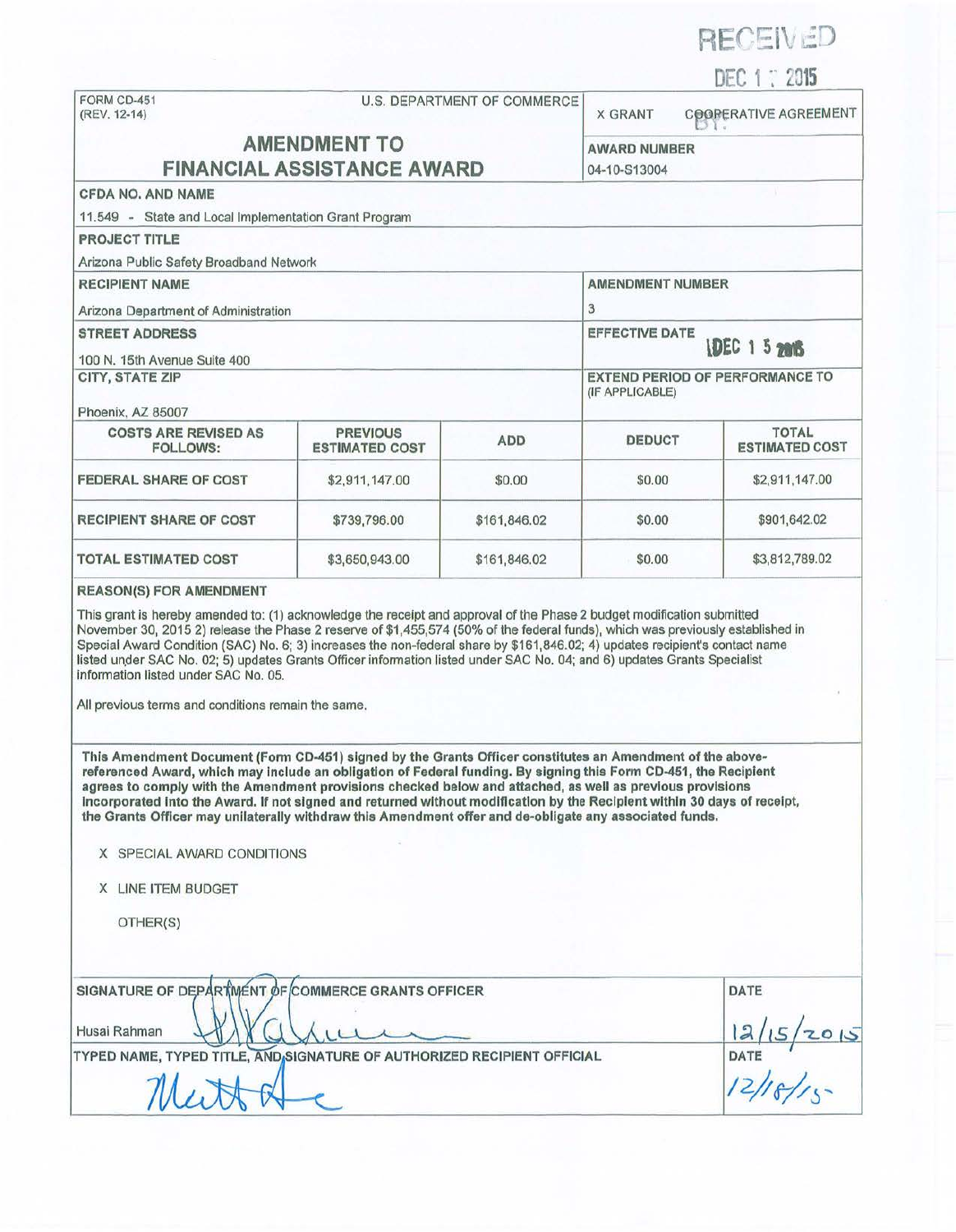RECEIVED

DEC 1 7 2015

| FORM CD-451 (REV. 12-14) | U.S. DEPARTMENT OF COMMERCE | X GRANT | COOPERATIVE AGREEMENT |
|---|---|---|---|

# AMENDMENT TO FINANCIAL ASSISTANCE AWARD

**AWARD NUMBER**
04-10-S13004

**CFDA NO. AND NAME**
11.549 - State and Local Implementation Grant Program

**PROJECT TITLE**
Arizona Public Safety Broadband Network

**RECIPIENT NAME**
Arizona Department of Administration

**AMENDMENT NUMBER**
3

**STREET ADDRESS**
100 N. 15th Avenue Suite 400

**EFFECTIVE DATE**
DEC 1 5 2015

**CITY, STATE ZIP**
Phoenix, AZ 85007

**EXTEND PERIOD OF PERFORMANCE TO (IF APPLICABLE)**

| COSTS ARE REVISED AS FOLLOWS: | PREVIOUS ESTIMATED COST | ADD | DEDUCT | TOTAL ESTIMATED COST |
|---|---|---|---|---|
| FEDERAL SHARE OF COST | $2,911,147.00 | $0.00 | $0.00 | $2,911,147.00 |
| RECIPIENT SHARE OF COST | $739,796.00 | $161,846.02 | $0.00 | $901,642.02 |
| TOTAL ESTIMATED COST | $3,650,943.00 | $161,846.02 | $0.00 | $3,812,789.02 |

**REASON(S) FOR AMENDMENT**

This grant is hereby amended to: (1) acknowledge the receipt and approval of the Phase 2 budget modification submitted November 30, 2015 2) release the Phase 2 reserve of $1,455,574 (50% of the federal funds), which was previously established in Special Award Condition (SAC) No. 6; 3) increases the non-federal share by $161,846.02; 4) updates recipient's contact name listed under SAC No. 02; 5) updates Grants Officer information listed under SAC No. 04; and 6) updates Grants Specialist information listed under SAC No. 05.

All previous terms and conditions remain the same.

**This Amendment Document (Form CD-451) signed by the Grants Officer constitutes an Amendment of the above-referenced Award, which may include an obligation of Federal funding. By signing this Form CD-451, the Recipient agrees to comply with the Amendment provisions checked below and attached, as well as previous provisions incorporated into the Award. If not signed and returned without modification by the Recipient within 30 days of receipt, the Grants Officer may unilaterally withdraw this Amendment offer and de-obligate any associated funds.**

X SPECIAL AWARD CONDITIONS

X LINE ITEM BUDGET

OTHER(S)

| SIGNATURE OF DEPARTMENT OF COMMERCE GRANTS OFFICER | DATE |
|---|---|
| Husai Rahman [signature] | 12/15/2015 |
| **TYPED NAME, TYPED TITLE, AND SIGNATURE OF AUTHORIZED RECIPIENT OFFICIAL** | **DATE** |
| [signature] | 12/18/15 |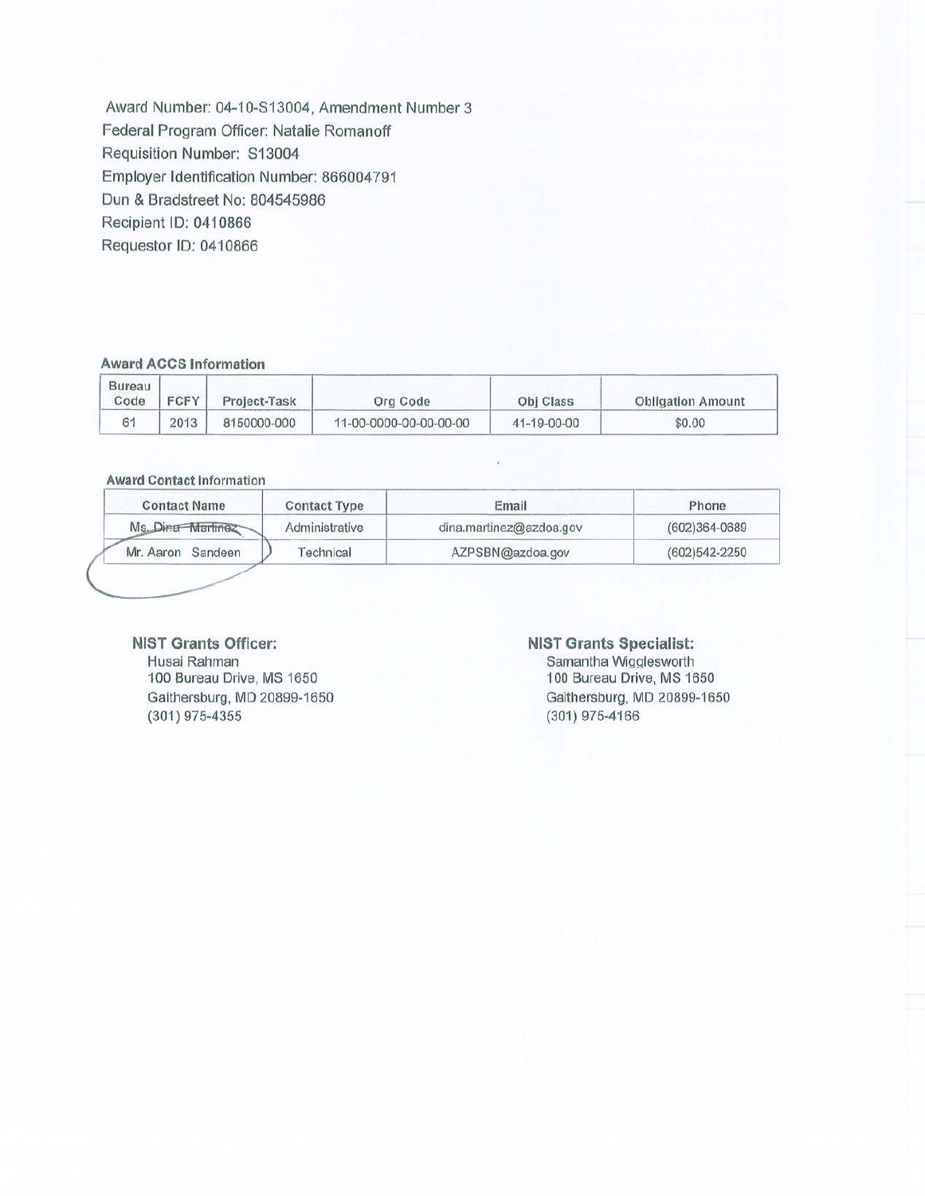Award Number: 04-10-S13004, Amendment Number 3
Federal Program Officer: Natalie Romanoff
Requisition Number: S13004
Employer Identification Number: 866004791
Dun & Bradstreet No: 804545986
Recipient ID: 0410866
Requestor ID: 0410866

**Award ACCS Information**

| Bureau Code | FCFY | Project-Task | Org Code | Obj Class | Obligation Amount |
|---|---|---|---|---|---|
| 61 | 2013 | 8150000-000 | 11-00-0000-00-00-00-00 | 41-19-00-00 | $0.00 |

**Award Contact Information**

| Contact Name | Contact Type | Email | Phone |
|---|---|---|---|
| ~~Ms. Dina Martinez~~ | Administrative | dina.martinez@azdoa.gov | (602)364-0689 |
| Mr. Aaron Sandeen | Technical | AZPSBN@azdoa.gov | (602)542-2250 |

**NIST Grants Officer:**
Husai Rahman
100 Bureau Drive, MS 1650
Gaithersburg, MD 20899-1650
(301) 975-4355

**NIST Grants Specialist:**
Samantha Wigglesworth
100 Bureau Drive, MS 1650
Gaithersburg, MD 20899-1650
(301) 975-4166